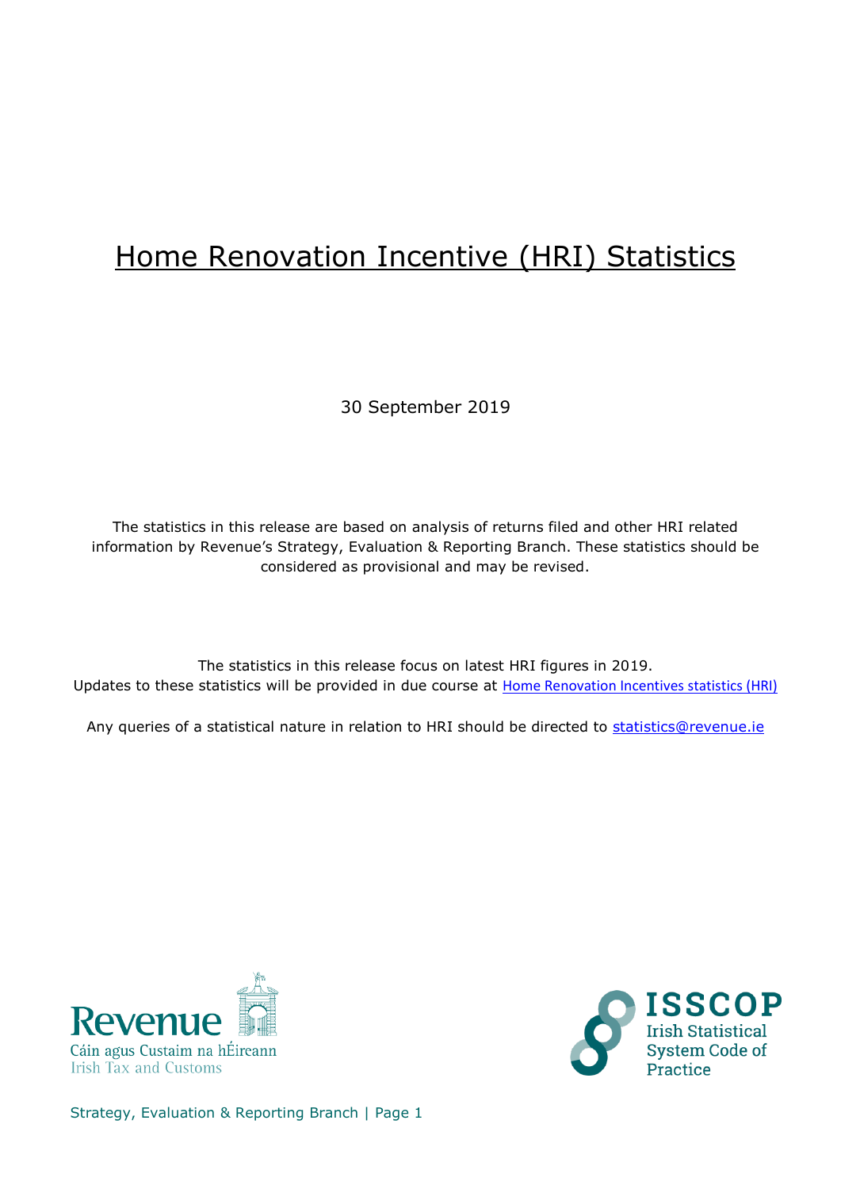# Home Renovation Incentive (HRI) Statistics

30 September 2019

The statistics in this release are based on analysis of returns filed and other HRI related information by Revenue's Strategy, Evaluation & Reporting Branch. These statistics should be considered as provisional and may be revised.

The statistics in this release focus on latest HRI figures in 2019.
Updates to these statistics will be provided in due course at Home Renovation Incentives statistics (HRI)

Any queries of a statistical nature in relation to HRI should be directed to statistics@revenue.ie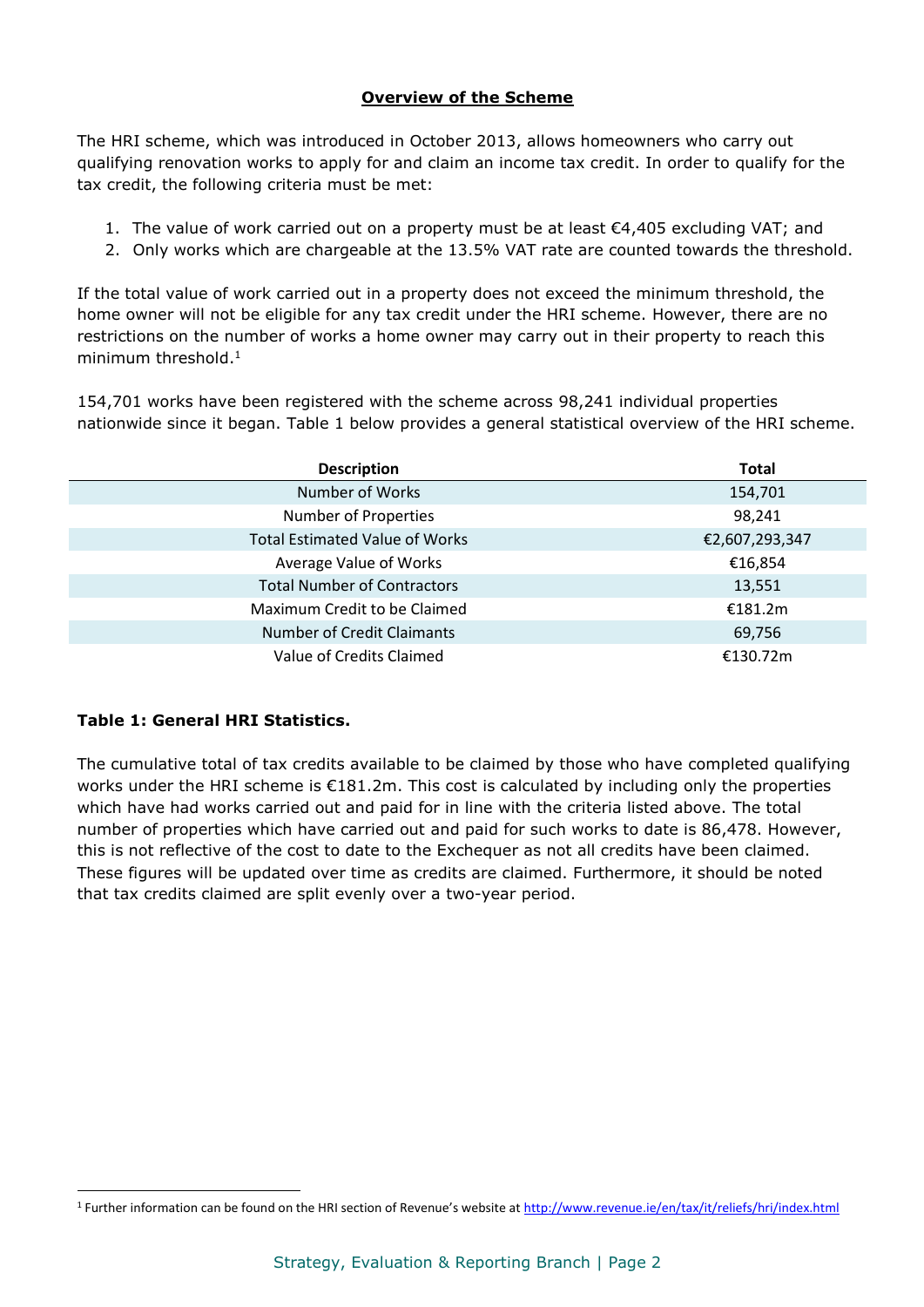## Overview of the Scheme

The HRI scheme, which was introduced in October 2013, allows homeowners who carry out qualifying renovation works to apply for and claim an income tax credit. In order to qualify for the tax credit, the following criteria must be met:

1. The value of work carried out on a property must be at least €4,405 excluding VAT; and
2. Only works which are chargeable at the 13.5% VAT rate are counted towards the threshold.

If the total value of work carried out in a property does not exceed the minimum threshold, the home owner will not be eligible for any tax credit under the HRI scheme. However, there are no restrictions on the number of works a home owner may carry out in their property to reach this minimum threshold.[1]

154,701 works have been registered with the scheme across 98,241 individual properties nationwide since it began. Table 1 below provides a general statistical overview of the HRI scheme.

| Description | Total |
|---|---|
| Number of Works | 154,701 |
| Number of Properties | 98,241 |
| Total Estimated Value of Works | €2,607,293,347 |
| Average Value of Works | €16,854 |
| Total Number of Contractors | 13,551 |
| Maximum Credit to be Claimed | €181.2m |
| Number of Credit Claimants | 69,756 |
| Value of Credits Claimed | €130.72m |

**Table 1: General HRI Statistics.**

The cumulative total of tax credits available to be claimed by those who have completed qualifying works under the HRI scheme is €181.2m. This cost is calculated by including only the properties which have had works carried out and paid for in line with the criteria listed above. The total number of properties which have carried out and paid for such works to date is 86,478. However, this is not reflective of the cost to date to the Exchequer as not all credits have been claimed. These figures will be updated over time as credits are claimed. Furthermore, it should be noted that tax credits claimed are split evenly over a two-year period.

[1] Further information can be found on the HRI section of Revenue's website at http://www.revenue.ie/en/tax/it/reliefs/hri/index.html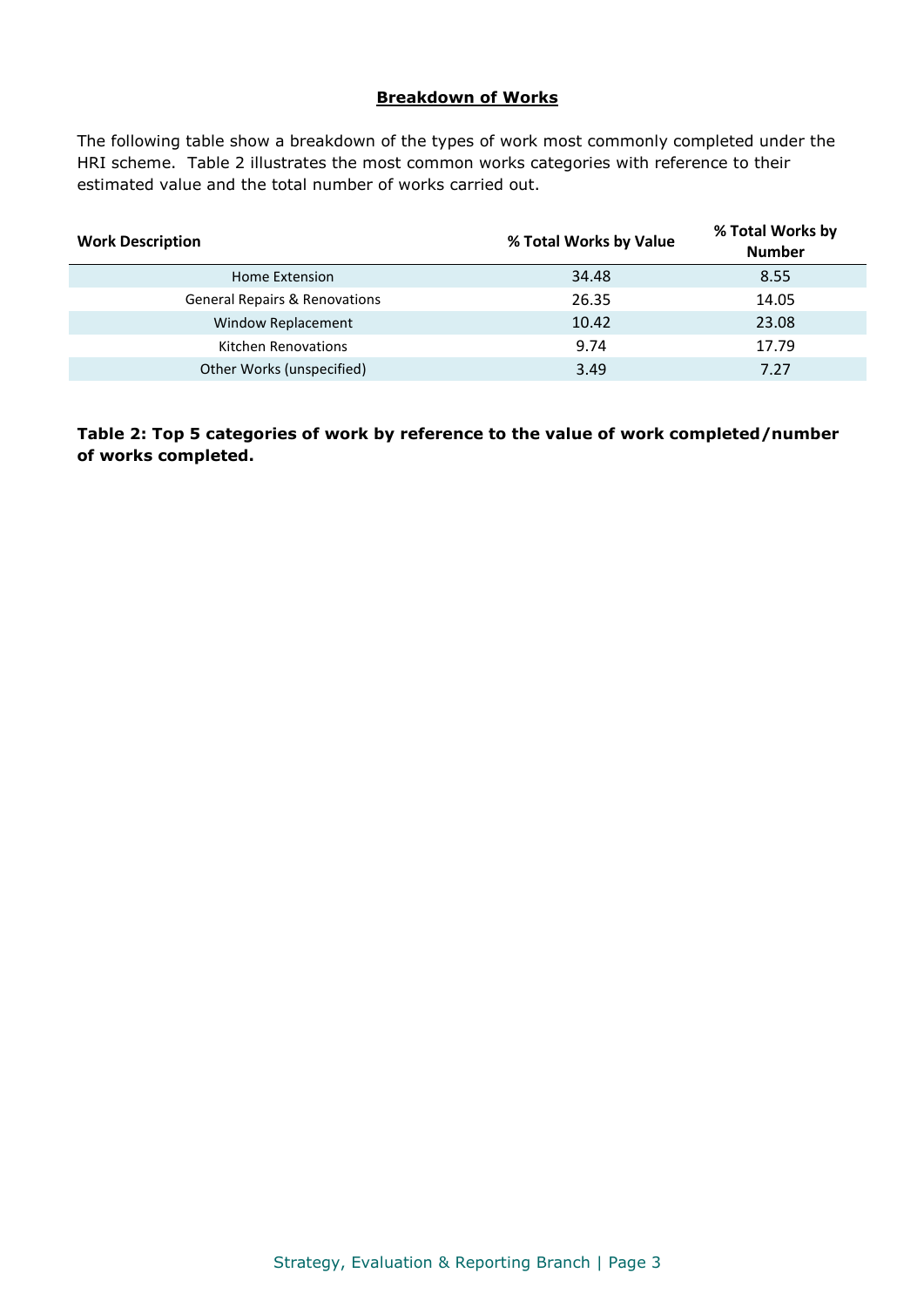## Breakdown of Works

The following table show a breakdown of the types of work most commonly completed under the HRI scheme. Table 2 illustrates the most common works categories with reference to their estimated value and the total number of works carried out.

| Work Description | % Total Works by Value | % Total Works by Number |
|---|---|---|
| Home Extension | 34.48 | 8.55 |
| General Repairs & Renovations | 26.35 | 14.05 |
| Window Replacement | 10.42 | 23.08 |
| Kitchen Renovations | 9.74 | 17.79 |
| Other Works (unspecified) | 3.49 | 7.27 |

**Table 2: Top 5 categories of work by reference to the value of work completed/number of works completed.**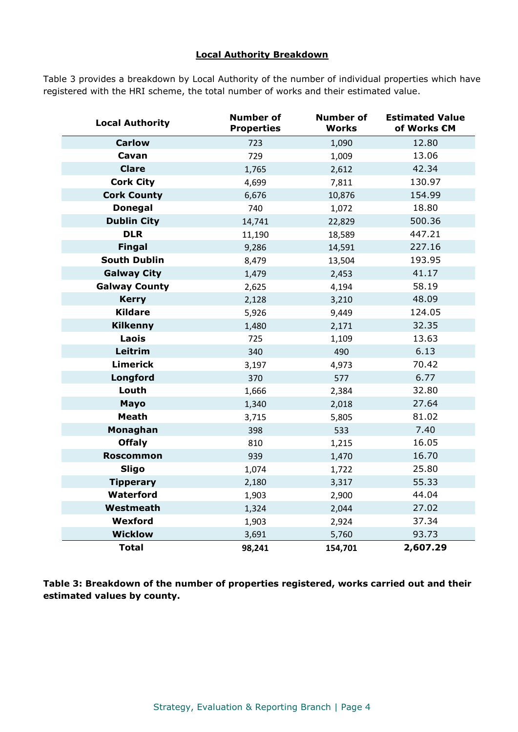## Local Authority Breakdown

Table 3 provides a breakdown by Local Authority of the number of individual properties which have registered with the HRI scheme, the total number of works and their estimated value.

| Local Authority | Number of Properties | Number of Works | Estimated Value of Works €M |
|---|---|---|---|
| **Carlow** | 723 | 1,090 | 12.80 |
| **Cavan** | 729 | 1,009 | 13.06 |
| **Clare** | 1,765 | 2,612 | 42.34 |
| **Cork City** | 4,699 | 7,811 | 130.97 |
| **Cork County** | 6,676 | 10,876 | 154.99 |
| **Donegal** | 740 | 1,072 | 18.80 |
| **Dublin City** | 14,741 | 22,829 | 500.36 |
| **DLR** | 11,190 | 18,589 | 447.21 |
| **Fingal** | 9,286 | 14,591 | 227.16 |
| **South Dublin** | 8,479 | 13,504 | 193.95 |
| **Galway City** | 1,479 | 2,453 | 41.17 |
| **Galway County** | 2,625 | 4,194 | 58.19 |
| **Kerry** | 2,128 | 3,210 | 48.09 |
| **Kildare** | 5,926 | 9,449 | 124.05 |
| **Kilkenny** | 1,480 | 2,171 | 32.35 |
| **Laois** | 725 | 1,109 | 13.63 |
| **Leitrim** | 340 | 490 | 6.13 |
| **Limerick** | 3,197 | 4,973 | 70.42 |
| **Longford** | 370 | 577 | 6.77 |
| **Louth** | 1,666 | 2,384 | 32.80 |
| **Mayo** | 1,340 | 2,018 | 27.64 |
| **Meath** | 3,715 | 5,805 | 81.02 |
| **Monaghan** | 398 | 533 | 7.40 |
| **Offaly** | 810 | 1,215 | 16.05 |
| **Roscommon** | 939 | 1,470 | 16.70 |
| **Sligo** | 1,074 | 1,722 | 25.80 |
| **Tipperary** | 2,180 | 3,317 | 55.33 |
| **Waterford** | 1,903 | 2,900 | 44.04 |
| **Westmeath** | 1,324 | 2,044 | 27.02 |
| **Wexford** | 1,903 | 2,924 | 37.34 |
| **Wicklow** | 3,691 | 5,760 | 93.73 |
| **Total** | **98,241** | **154,701** | **2,607.29** |

**Table 3: Breakdown of the number of properties registered, works carried out and their estimated values by county.**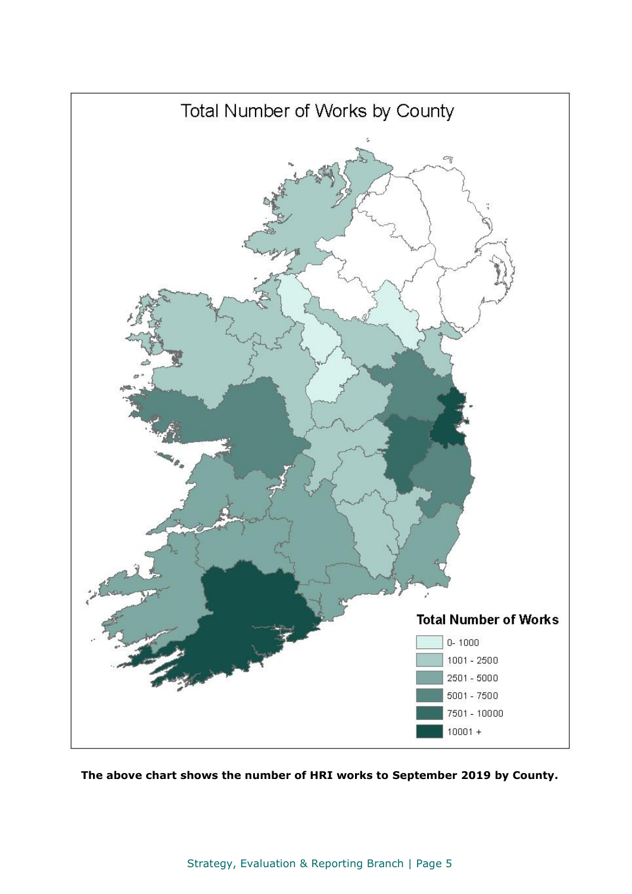Total Number of Works by County

Total Number of Works

0- 1000

1001 - 2500

2501 - 5000

5001 - 7500

7501 - 10000

10001 +

**The above chart shows the number of HRI works to September 2019 by County.**